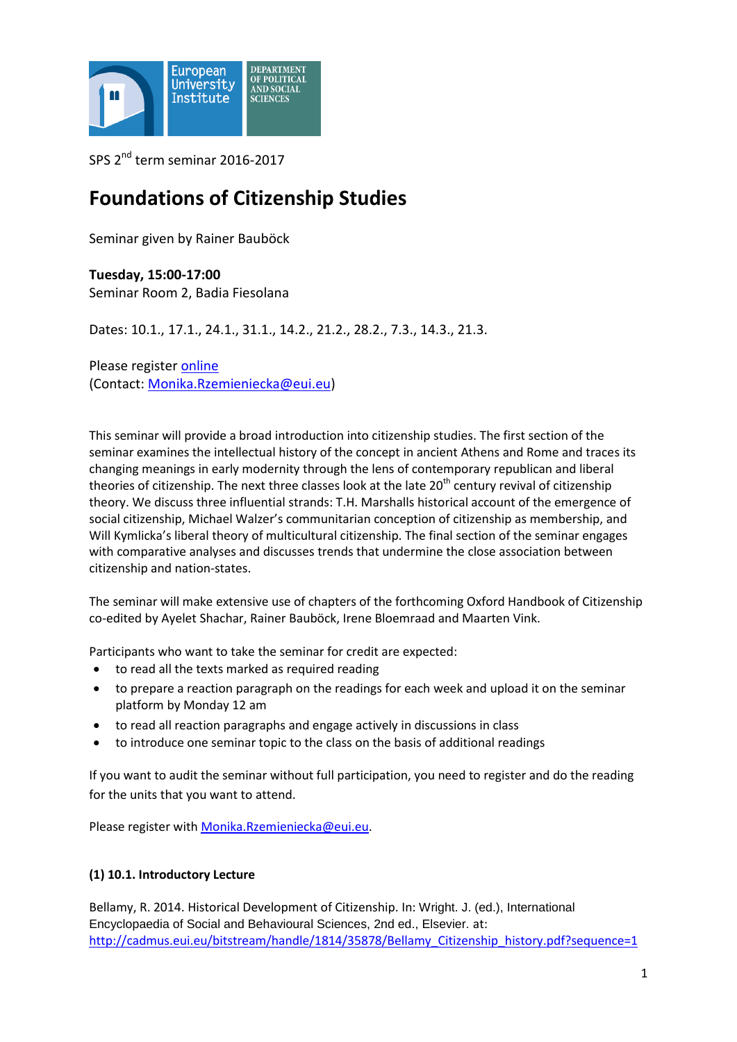SPS 2nd term seminar 2016-2017

# Foundations of Citizenship Studies

Seminar given by Rainer Bauböck

**Tuesday, 15:00-17:00**
Seminar Room 2, Badia Fiesolana

Dates: 10.1., 17.1., 24.1., 31.1., 14.2., 21.2., 28.2., 7.3., 14.3., 21.3.

Please register online
(Contact: Monika.Rzemieniecka@eui.eu)

This seminar will provide a broad introduction into citizenship studies. The first section of the seminar examines the intellectual history of the concept in ancient Athens and Rome and traces its changing meanings in early modernity through the lens of contemporary republican and liberal theories of citizenship. The next three classes look at the late 20th century revival of citizenship theory. We discuss three influential strands: T.H. Marshalls historical account of the emergence of social citizenship, Michael Walzer's communitarian conception of citizenship as membership, and Will Kymlicka's liberal theory of multicultural citizenship. The final section of the seminar engages with comparative analyses and discusses trends that undermine the close association between citizenship and nation-states.

The seminar will make extensive use of chapters of the forthcoming Oxford Handbook of Citizenship co-edited by Ayelet Shachar, Rainer Bauböck, Irene Bloemraad and Maarten Vink.

Participants who want to take the seminar for credit are expected:

- to read all the texts marked as required reading
- to prepare a reaction paragraph on the readings for each week and upload it on the seminar platform by Monday 12 am
- to read all reaction paragraphs and engage actively in discussions in class
- to introduce one seminar topic to the class on the basis of additional readings

If you want to audit the seminar without full participation, you need to register and do the reading for the units that you want to attend.

Please register with Monika.Rzemieniecka@eui.eu.

**(1) 10.1. Introductory Lecture**

Bellamy, R. 2014. Historical Development of Citizenship. In: Wright. J. (ed.), International Encyclopaedia of Social and Behavioural Sciences, 2nd ed., Elsevier. at: http://cadmus.eui.eu/bitstream/handle/1814/35878/Bellamy_Citizenship_history.pdf?sequence=1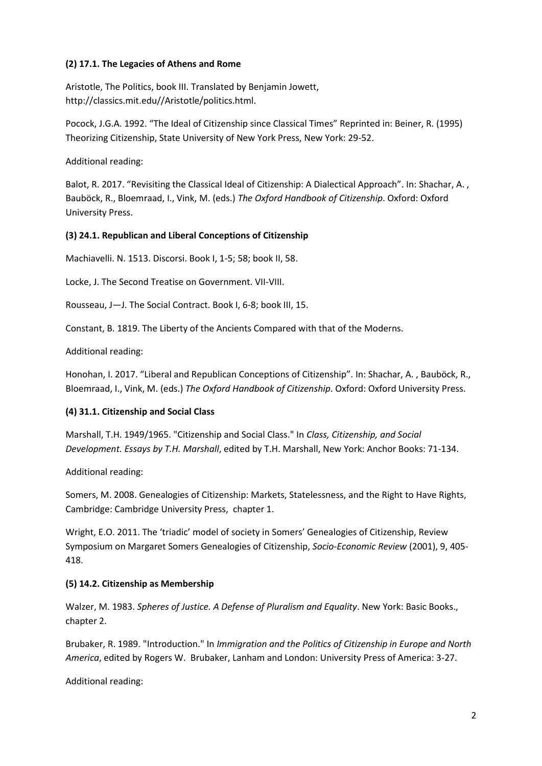**(2) 17.1. The Legacies of Athens and Rome**

Aristotle, The Politics, book III. Translated by Benjamin Jowett, http://classics.mit.edu//Aristotle/politics.html.

Pocock, J.G.A. 1992. "The Ideal of Citizenship since Classical Times" Reprinted in: Beiner, R. (1995) Theorizing Citizenship, State University of New York Press, New York: 29-52.

Additional reading:

Balot, R. 2017. "Revisiting the Classical Ideal of Citizenship: A Dialectical Approach". In: Shachar, A. , Bauböck, R., Bloemraad, I., Vink, M. (eds.) *The Oxford Handbook of Citizenship*. Oxford: Oxford University Press.

**(3) 24.1. Republican and Liberal Conceptions of Citizenship**

Machiavelli. N. 1513. Discorsi. Book I, 1-5; 58; book II, 58.

Locke, J. The Second Treatise on Government. VII-VIII.

Rousseau, J—J. The Social Contract. Book I, 6-8; book III, 15.

Constant, B. 1819. The Liberty of the Ancients Compared with that of the Moderns.

Additional reading:

Honohan, I. 2017. "Liberal and Republican Conceptions of Citizenship". In: Shachar, A. , Bauböck, R., Bloemraad, I., Vink, M. (eds.) *The Oxford Handbook of Citizenship*. Oxford: Oxford University Press.

**(4) 31.1. Citizenship and Social Class**

Marshall, T.H. 1949/1965. "Citizenship and Social Class." In *Class, Citizenship, and Social Development. Essays by T.H. Marshall*, edited by T.H. Marshall, New York: Anchor Books: 71-134.

Additional reading:

Somers, M. 2008. Genealogies of Citizenship: Markets, Statelessness, and the Right to Have Rights, Cambridge: Cambridge University Press, chapter 1.

Wright, E.O. 2011. The 'triadic' model of society in Somers' Genealogies of Citizenship, Review Symposium on Margaret Somers Genealogies of Citizenship, *Socio-Economic Review* (2001), 9, 405-418.

**(5) 14.2. Citizenship as Membership**

Walzer, M. 1983. *Spheres of Justice. A Defense of Pluralism and Equality*. New York: Basic Books., chapter 2.

Brubaker, R. 1989. "Introduction." In *Immigration and the Politics of Citizenship in Europe and North America*, edited by Rogers W. Brubaker, Lanham and London: University Press of America: 3-27.

Additional reading: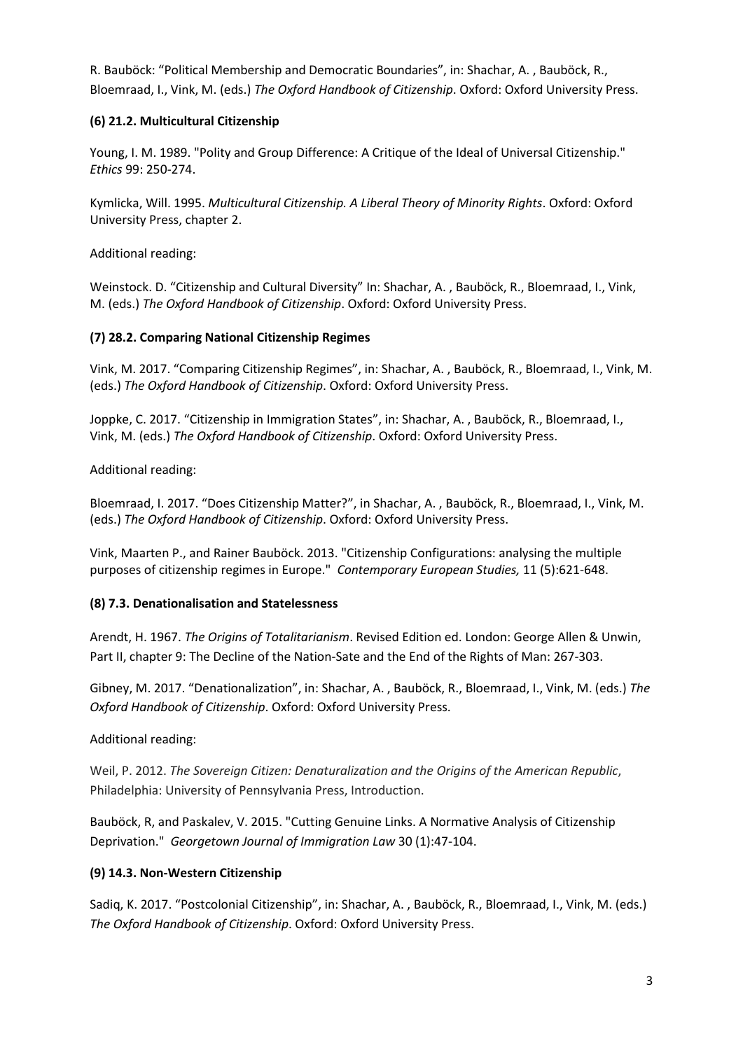R. Bauböck: "Political Membership and Democratic Boundaries", in: Shachar, A. , Bauböck, R., Bloemraad, I., Vink, M. (eds.) *The Oxford Handbook of Citizenship*. Oxford: Oxford University Press.

### (6) 21.2. Multicultural Citizenship

Young, I. M. 1989. "Polity and Group Difference: A Critique of the Ideal of Universal Citizenship." *Ethics* 99: 250-274.

Kymlicka, Will. 1995. *Multicultural Citizenship. A Liberal Theory of Minority Rights*. Oxford: Oxford University Press, chapter 2.

Additional reading:

Weinstock. D. "Citizenship and Cultural Diversity" In: Shachar, A. , Bauböck, R., Bloemraad, I., Vink, M. (eds.) *The Oxford Handbook of Citizenship*. Oxford: Oxford University Press.

### (7) 28.2. Comparing National Citizenship Regimes

Vink, M. 2017. "Comparing Citizenship Regimes", in: Shachar, A. , Bauböck, R., Bloemraad, I., Vink, M. (eds.) *The Oxford Handbook of Citizenship*. Oxford: Oxford University Press.

Joppke, C. 2017. "Citizenship in Immigration States", in: Shachar, A. , Bauböck, R., Bloemraad, I., Vink, M. (eds.) *The Oxford Handbook of Citizenship*. Oxford: Oxford University Press.

Additional reading:

Bloemraad, I. 2017. "Does Citizenship Matter?", in Shachar, A. , Bauböck, R., Bloemraad, I., Vink, M. (eds.) *The Oxford Handbook of Citizenship*. Oxford: Oxford University Press.

Vink, Maarten P., and Rainer Bauböck. 2013. "Citizenship Configurations: analysing the multiple purposes of citizenship regimes in Europe." *Contemporary European Studies,* 11 (5):621-648.

### (8) 7.3. Denationalisation and Statelessness

Arendt, H. 1967. *The Origins of Totalitarianism*. Revised Edition ed. London: George Allen & Unwin, Part II, chapter 9: The Decline of the Nation-Sate and the End of the Rights of Man: 267-303.

Gibney, M. 2017. "Denationalization", in: Shachar, A. , Bauböck, R., Bloemraad, I., Vink, M. (eds.) *The Oxford Handbook of Citizenship*. Oxford: Oxford University Press.

Additional reading:

Weil, P. 2012. *The Sovereign Citizen: Denaturalization and the Origins of the American Republic*, Philadelphia: University of Pennsylvania Press, Introduction.

Bauböck, R, and Paskalev, V. 2015. "Cutting Genuine Links. A Normative Analysis of Citizenship Deprivation." *Georgetown Journal of Immigration Law* 30 (1):47-104.

### (9) 14.3. Non-Western Citizenship

Sadiq, K. 2017. "Postcolonial Citizenship", in: Shachar, A. , Bauböck, R., Bloemraad, I., Vink, M. (eds.) *The Oxford Handbook of Citizenship*. Oxford: Oxford University Press.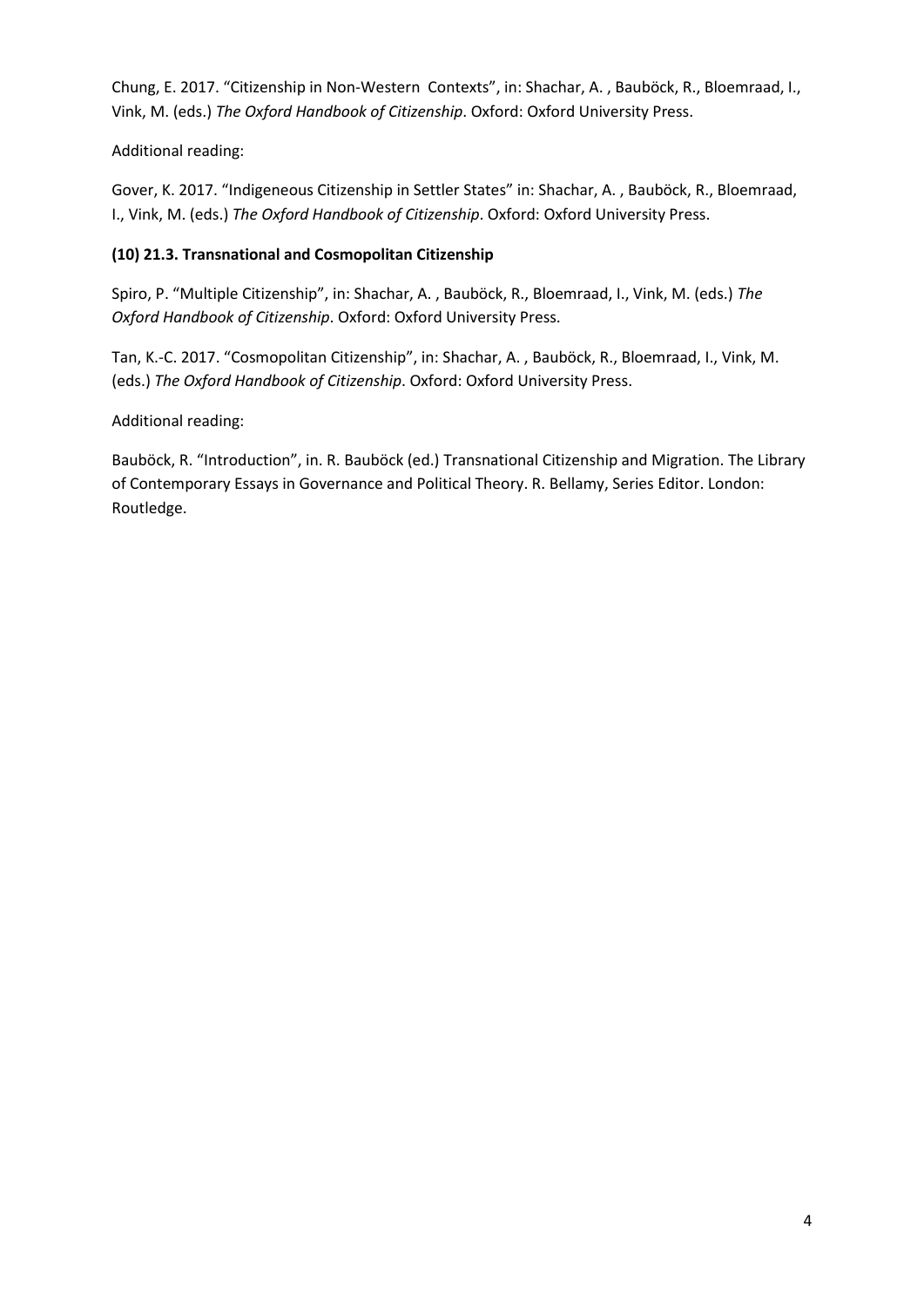Chung, E. 2017. “Citizenship in Non-Western Contexts”, in: Shachar, A. , Bauböck, R., Bloemraad, I., Vink, M. (eds.) *The Oxford Handbook of Citizenship*. Oxford: Oxford University Press.

Additional reading:

Gover, K. 2017. “Indigeneous Citizenship in Settler States” in: Shachar, A. , Bauböck, R., Bloemraad, I., Vink, M. (eds.) *The Oxford Handbook of Citizenship*. Oxford: Oxford University Press.

**(10) 21.3. Transnational and Cosmopolitan Citizenship**

Spiro, P. “Multiple Citizenship”, in: Shachar, A. , Bauböck, R., Bloemraad, I., Vink, M. (eds.) *The Oxford Handbook of Citizenship*. Oxford: Oxford University Press.

Tan, K.-C. 2017. “Cosmopolitan Citizenship”, in: Shachar, A. , Bauböck, R., Bloemraad, I., Vink, M. (eds.) *The Oxford Handbook of Citizenship*. Oxford: Oxford University Press.

Additional reading:

Bauböck, R. “Introduction”, in. R. Bauböck (ed.) Transnational Citizenship and Migration. The Library of Contemporary Essays in Governance and Political Theory. R. Bellamy, Series Editor. London: Routledge.